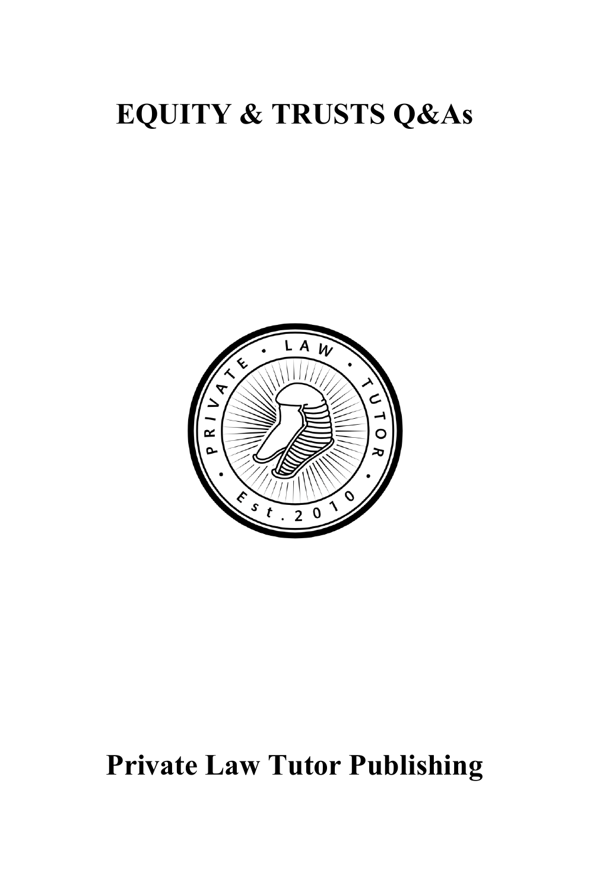# EQUITY & TRUSTS Q&As

PRIVATE • LAW • TUTOR • Est. 2010

# Private Law Tutor Publishing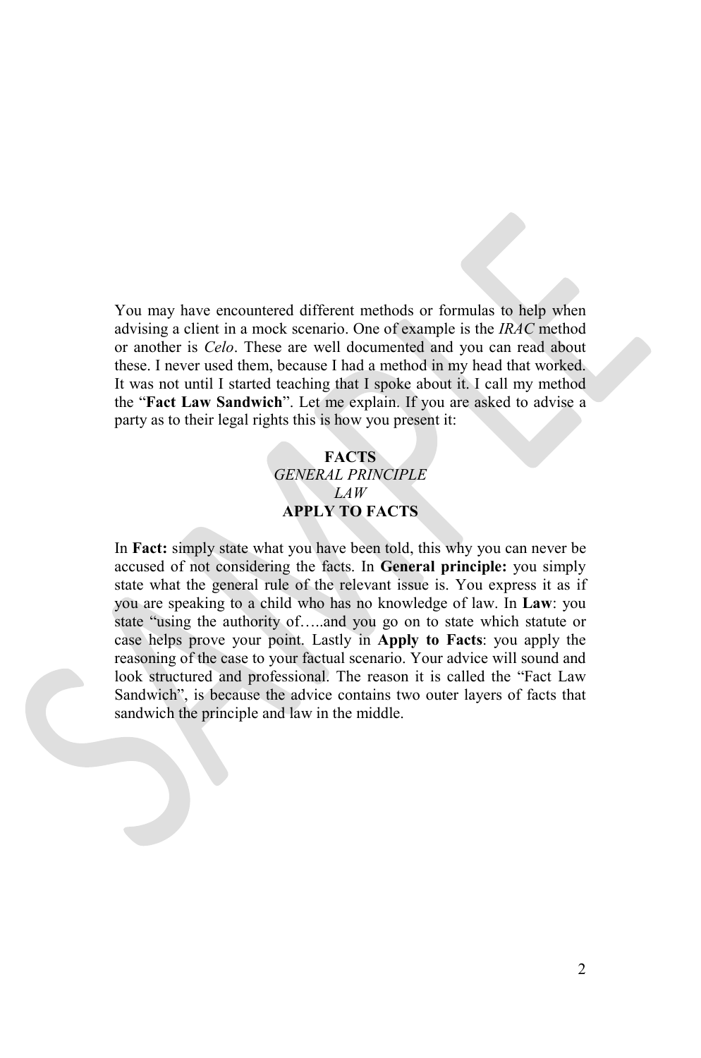You may have encountered different methods or formulas to help when advising a client in a mock scenario. One of example is the *IRAC* method or another is *Celo*. These are well documented and you can read about these. I never used them, because I had a method in my head that worked. It was not until I started teaching that I spoke about it. I call my method the "**Fact Law Sandwich**". Let me explain. If you are asked to advise a party as to their legal rights this is how you present it:

**FACTS**
*GENERAL PRINCIPLE*
*LAW*
**APPLY TO FACTS**

In **Fact:** simply state what you have been told, this why you can never be accused of not considering the facts. In **General principle:** you simply state what the general rule of the relevant issue is. You express it as if you are speaking to a child who has no knowledge of law. In **Law**: you state "using the authority of…..and you go on to state which statute or case helps prove your point. Lastly in **Apply to Facts**: you apply the reasoning of the case to your factual scenario. Your advice will sound and look structured and professional. The reason it is called the "Fact Law Sandwich", is because the advice contains two outer layers of facts that sandwich the principle and law in the middle.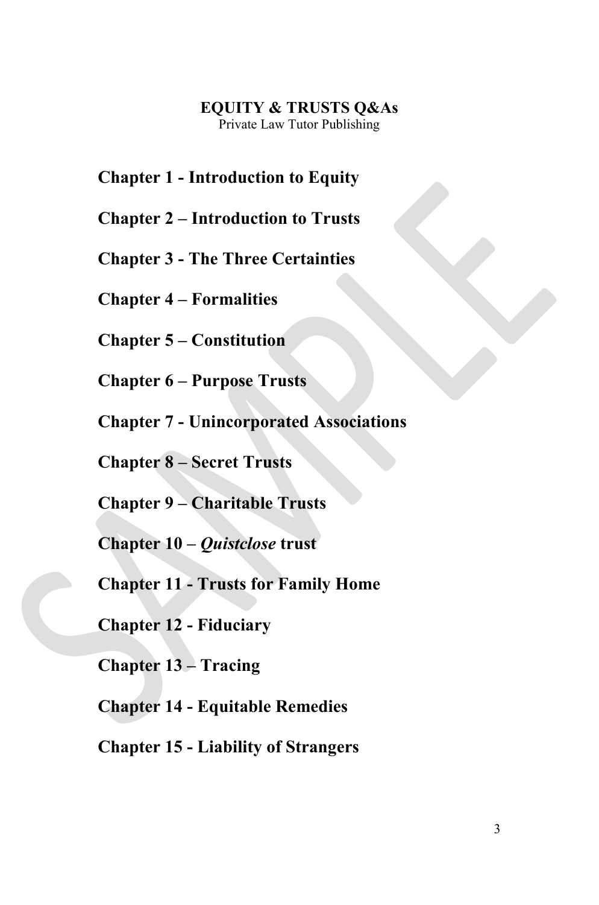**EQUITY & TRUSTS Q&As**

Private Law Tutor Publishing

**Chapter 1 - Introduction to Equity**

**Chapter 2 – Introduction to Trusts**

**Chapter 3 - The Three Certainties**

**Chapter 4 – Formalities**

**Chapter 5 – Constitution**

**Chapter 6 – Purpose Trusts**

**Chapter 7 - Unincorporated Associations**

**Chapter 8 – Secret Trusts**

**Chapter 9 – Charitable Trusts**

**Chapter 10 – *Quistclose* trust**

**Chapter 11 - Trusts for Family Home**

**Chapter 12 - Fiduciary**

**Chapter 13 – Tracing**

**Chapter 14 - Equitable Remedies**

**Chapter 15 - Liability of Strangers**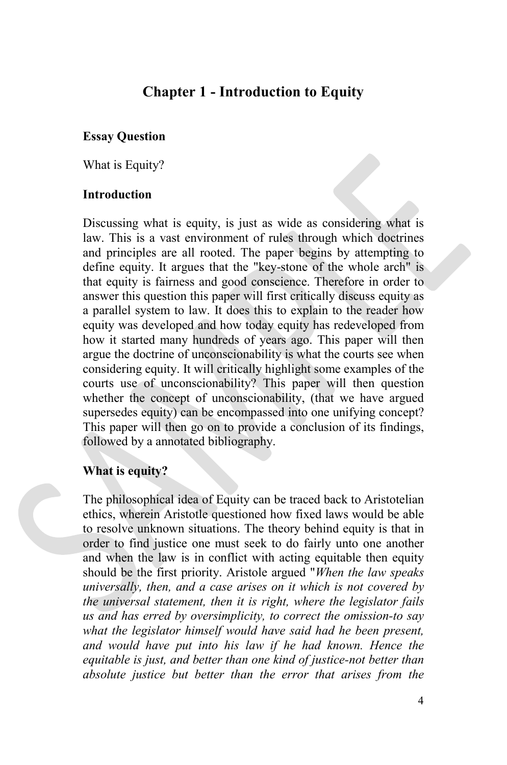# Chapter 1 - Introduction to Equity

**Essay Question**

What is Equity?

**Introduction**

Discussing what is equity, is just as wide as considering what is law. This is a vast environment of rules through which doctrines and principles are all rooted. The paper begins by attempting to define equity. It argues that the "key-stone of the whole arch" is that equity is fairness and good conscience. Therefore in order to answer this question this paper will first critically discuss equity as a parallel system to law. It does this to explain to the reader how equity was developed and how today equity has redeveloped from how it started many hundreds of years ago. This paper will then argue the doctrine of unconscionability is what the courts see when considering equity. It will critically highlight some examples of the courts use of unconscionability? This paper will then question whether the concept of unconscionability, (that we have argued supersedes equity) can be encompassed into one unifying concept? This paper will then go on to provide a conclusion of its findings, followed by a annotated bibliography.

**What is equity?**

The philosophical idea of Equity can be traced back to Aristotelian ethics, wherein Aristotle questioned how fixed laws would be able to resolve unknown situations. The theory behind equity is that in order to find justice one must seek to do fairly unto one another and when the law is in conflict with acting equitable then equity should be the first priority. Aristole argued "*When the law speaks universally, then, and a case arises on it which is not covered by the universal statement, then it is right, where the legislator fails us and has erred by oversimplicity, to correct the omission-to say what the legislator himself would have said had he been present, and would have put into his law if he had known. Hence the equitable is just, and better than one kind of justice-not better than absolute justice but better than the error that arises from the*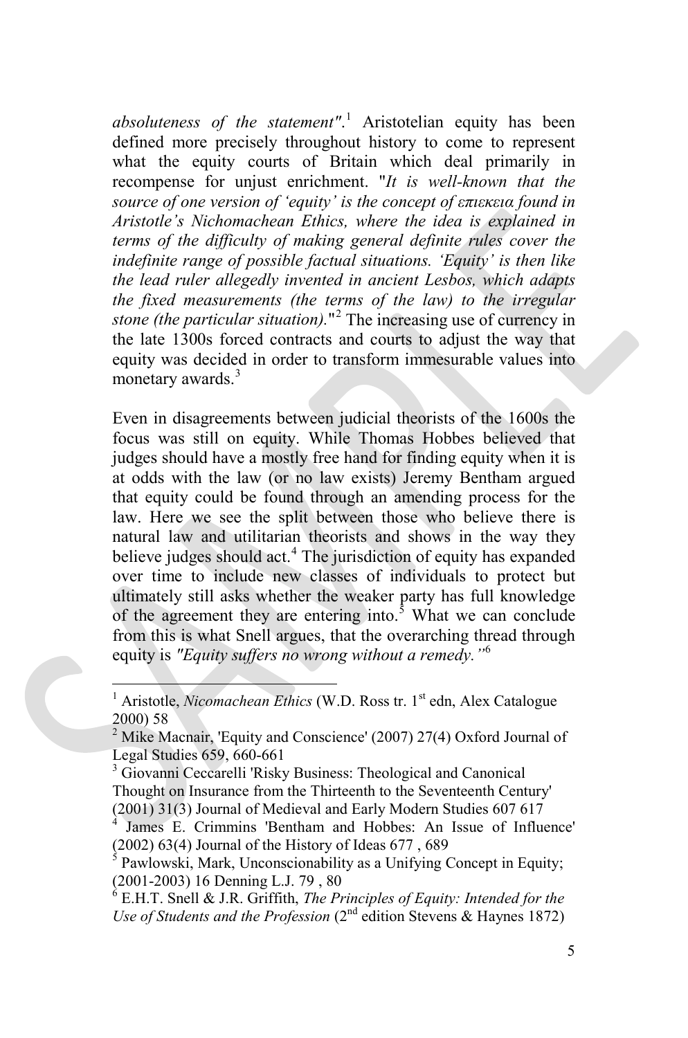*absoluteness of the statement".*[1] Aristotelian equity has been defined more precisely throughout history to come to represent what the equity courts of Britain which deal primarily in recompense for unjust enrichment. "*It is well-known that the source of one version of 'equity' is the concept of επιεκεια found in Aristotle's Nichomachean Ethics, where the idea is explained in terms of the difficulty of making general definite rules cover the indefinite range of possible factual situations. 'Equity' is then like the lead ruler allegedly invented in ancient Lesbos, which adapts the fixed measurements (the terms of the law) to the irregular stone (the particular situation).*"[2] The increasing use of currency in the late 1300s forced contracts and courts to adjust the way that equity was decided in order to transform immesurable values into monetary awards.[3]

Even in disagreements between judicial theorists of the 1600s the focus was still on equity. While Thomas Hobbes believed that judges should have a mostly free hand for finding equity when it is at odds with the law (or no law exists) Jeremy Bentham argued that equity could be found through an amending process for the law. Here we see the split between those who believe there is natural law and utilitarian theorists and shows in the way they believe judges should act.[4] The jurisdiction of equity has expanded over time to include new classes of individuals to protect but ultimately still asks whether the weaker party has full knowledge of the agreement they are entering into.[5] What we can conclude from this is what Snell argues, that the overarching thread through equity is *"Equity suffers no wrong without a remedy."*[6]

---

[1] Aristotle, *Nicomachean Ethics* (W.D. Ross tr. 1st edn, Alex Catalogue 2000) 58

[2] Mike Macnair, 'Equity and Conscience' (2007) 27(4) Oxford Journal of Legal Studies 659, 660-661

[3] Giovanni Ceccarelli 'Risky Business: Theological and Canonical Thought on Insurance from the Thirteenth to the Seventeenth Century' (2001) 31(3) Journal of Medieval and Early Modern Studies 607 617

[4] James E. Crimmins 'Bentham and Hobbes: An Issue of Influence' (2002) 63(4) Journal of the History of Ideas 677 , 689

[5] Pawlowski, Mark, Unconscionability as a Unifying Concept in Equity; (2001-2003) 16 Denning L.J. 79 , 80

[6] E.H.T. Snell & J.R. Griffith, *The Principles of Equity: Intended for the Use of Students and the Profession* (2nd edition Stevens & Haynes 1872)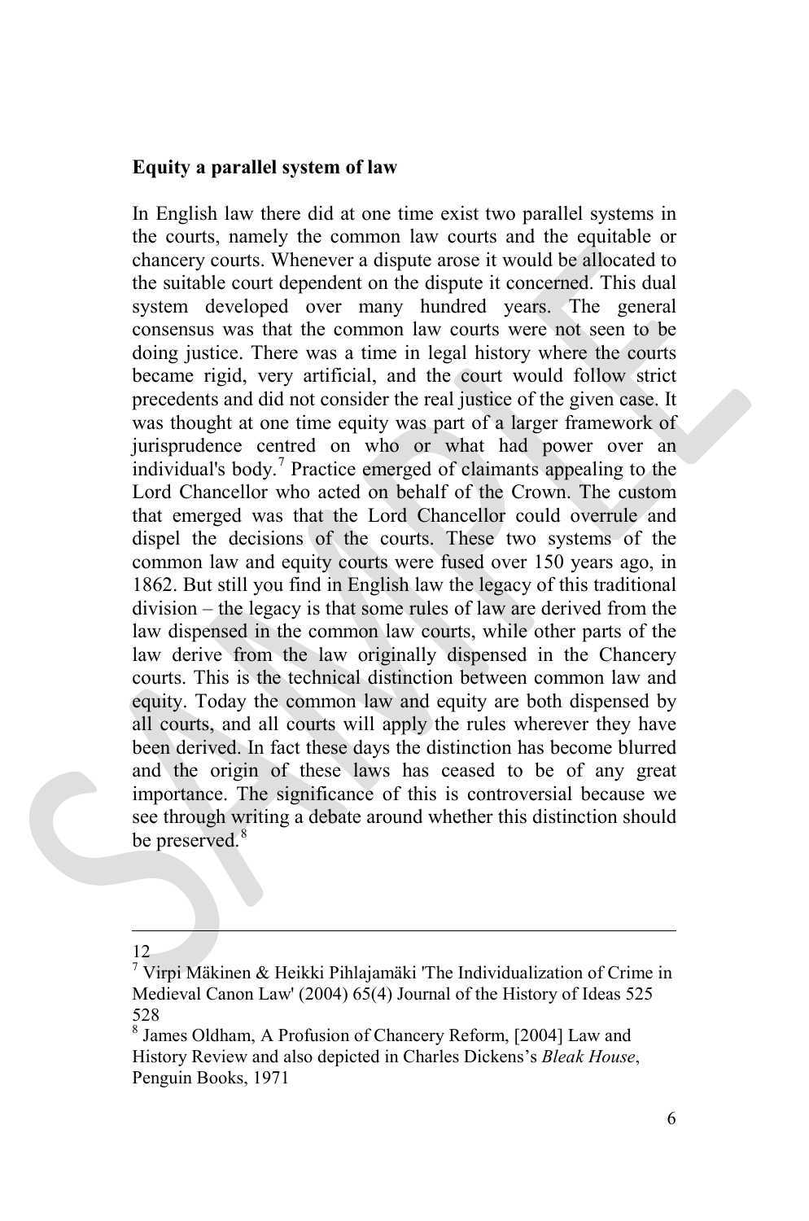**Equity a parallel system of law**

In English law there did at one time exist two parallel systems in the courts, namely the common law courts and the equitable or chancery courts. Whenever a dispute arose it would be allocated to the suitable court dependent on the dispute it concerned. This dual system developed over many hundred years. The general consensus was that the common law courts were not seen to be doing justice. There was a time in legal history where the courts became rigid, very artificial, and the court would follow strict precedents and did not consider the real justice of the given case. It was thought at one time equity was part of a larger framework of jurisprudence centred on who or what had power over an individual's body.[7] Practice emerged of claimants appealing to the Lord Chancellor who acted on behalf of the Crown. The custom that emerged was that the Lord Chancellor could overrule and dispel the decisions of the courts. These two systems of the common law and equity courts were fused over 150 years ago, in 1862. But still you find in English law the legacy of this traditional division – the legacy is that some rules of law are derived from the law dispensed in the common law courts, while other parts of the law derive from the law originally dispensed in the Chancery courts. This is the technical distinction between common law and equity. Today the common law and equity are both dispensed by all courts, and all courts will apply the rules wherever they have been derived. In fact these days the distinction has become blurred and the origin of these laws has ceased to be of any great importance. The significance of this is controversial because we see through writing a debate around whether this distinction should be preserved.[8]

---

12

[7] Virpi Mäkinen & Heikki Pihlajamäki 'The Individualization of Crime in Medieval Canon Law' (2004) 65(4) Journal of the History of Ideas 525 528

[8] James Oldham, A Profusion of Chancery Reform, [2004] Law and History Review and also depicted in Charles Dickens's *Bleak House*, Penguin Books, 1971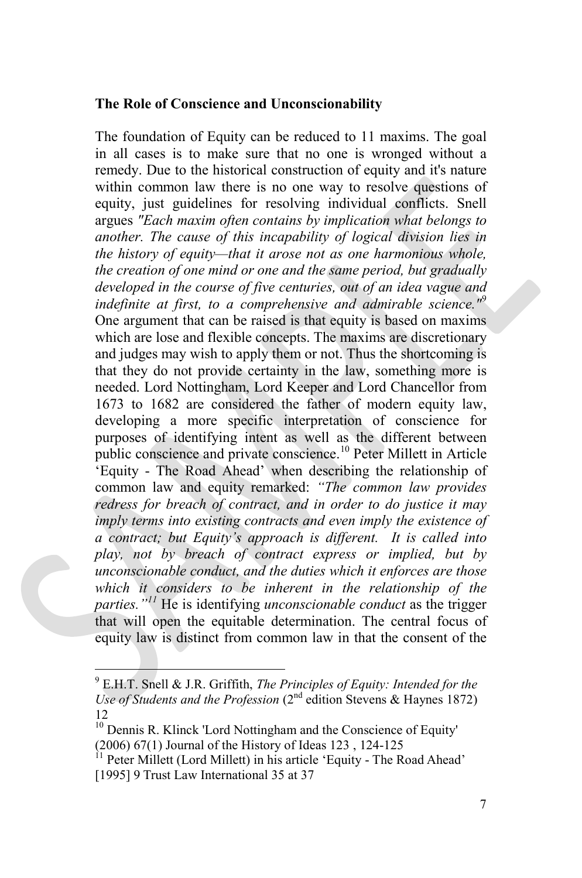**The Role of Conscience and Unconscionability**

The foundation of Equity can be reduced to 11 maxims. The goal in all cases is to make sure that no one is wronged without a remedy. Due to the historical construction of equity and it's nature within common law there is no one way to resolve questions of equity, just guidelines for resolving individual conflicts. Snell argues *"Each maxim often contains by implication what belongs to another. The cause of this incapability of logical division lies in the history of equity—that it arose not as one harmonious whole, the creation of one mind or one and the same period, but gradually developed in the course of five centuries, out of an idea vague and indefinite at first, to a comprehensive and admirable science."*[9] One argument that can be raised is that equity is based on maxims which are lose and flexible concepts. The maxims are discretionary and judges may wish to apply them or not. Thus the shortcoming is that they do not provide certainty in the law, something more is needed. Lord Nottingham, Lord Keeper and Lord Chancellor from 1673 to 1682 are considered the father of modern equity law, developing a more specific interpretation of conscience for purposes of identifying intent as well as the different between public conscience and private conscience.[10] Peter Millett in Article 'Equity - The Road Ahead' when describing the relationship of common law and equity remarked: *"The common law provides redress for breach of contract, and in order to do justice it may imply terms into existing contracts and even imply the existence of a contract; but Equity's approach is different. It is called into play, not by breach of contract express or implied, but by unconscionable conduct, and the duties which it enforces are those which it considers to be inherent in the relationship of the parties."*[11] He is identifying *unconscionable conduct* as the trigger that will open the equitable determination. The central focus of equity law is distinct from common law in that the consent of the

---

[9] E.H.T. Snell & J.R. Griffith, *The Principles of Equity: Intended for the Use of Students and the Profession* (2nd edition Stevens & Haynes 1872) 12

[10] Dennis R. Klinck 'Lord Nottingham and the Conscience of Equity' (2006) 67(1) Journal of the History of Ideas 123 , 124-125

[11] Peter Millett (Lord Millett) in his article 'Equity - The Road Ahead' [1995] 9 Trust Law International 35 at 37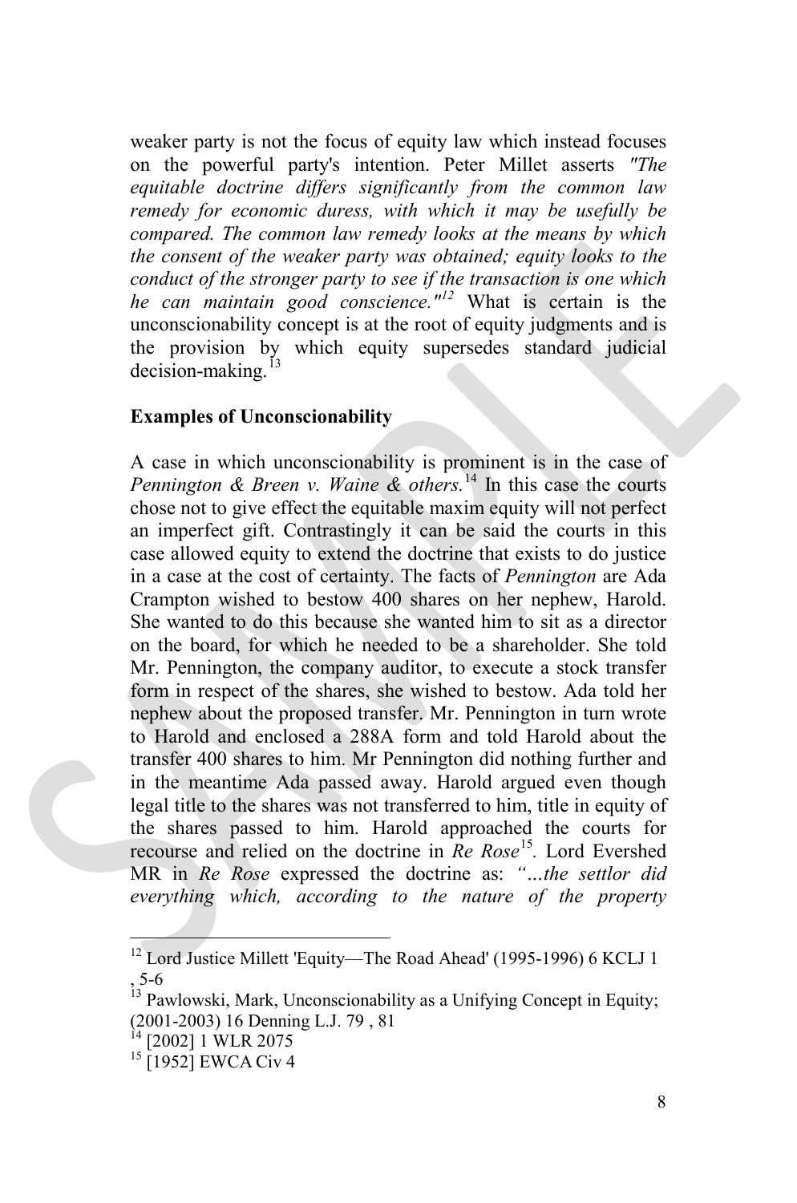weaker party is not the focus of equity law which instead focuses on the powerful party's intention. Peter Millet asserts *"The equitable doctrine differs significantly from the common law remedy for economic duress, with which it may be usefully be compared. The common law remedy looks at the means by which the consent of the weaker party was obtained; equity looks to the conduct of the stronger party to see if the transaction is one which he can maintain good conscience."*[12] What is certain is the unconscionability concept is at the root of equity judgments and is the provision by which equity supersedes standard judicial decision-making.[13]

**Examples of Unconscionability**

A case in which unconscionability is prominent is in the case of *Pennington & Breen v. Waine & others.*[14] In this case the courts chose not to give effect the equitable maxim equity will not perfect an imperfect gift. Contrastingly it can be said the courts in this case allowed equity to extend the doctrine that exists to do justice in a case at the cost of certainty. The facts of *Pennington* are Ada Crampton wished to bestow 400 shares on her nephew, Harold. She wanted to do this because she wanted him to sit as a director on the board, for which he needed to be a shareholder. She told Mr. Pennington, the company auditor, to execute a stock transfer form in respect of the shares, she wished to bestow. Ada told her nephew about the proposed transfer. Mr. Pennington in turn wrote to Harold and enclosed a 288A form and told Harold about the transfer 400 shares to him. Mr Pennington did nothing further and in the meantime Ada passed away. Harold argued even though legal title to the shares was not transferred to him, title in equity of the shares passed to him. Harold approached the courts for recourse and relied on the doctrine in *Re Rose*[15]. Lord Evershed MR in *Re Rose* expressed the doctrine as: *"…the settlor did everything which, according to the nature of the property*

[12] Lord Justice Millett 'Equity—The Road Ahead' (1995-1996) 6 KCLJ 1 , 5-6

[13] Pawlowski, Mark, Unconscionability as a Unifying Concept in Equity; (2001-2003) 16 Denning L.J. 79 , 81

[14] [2002] 1 WLR 2075

[15] [1952] EWCA Civ 4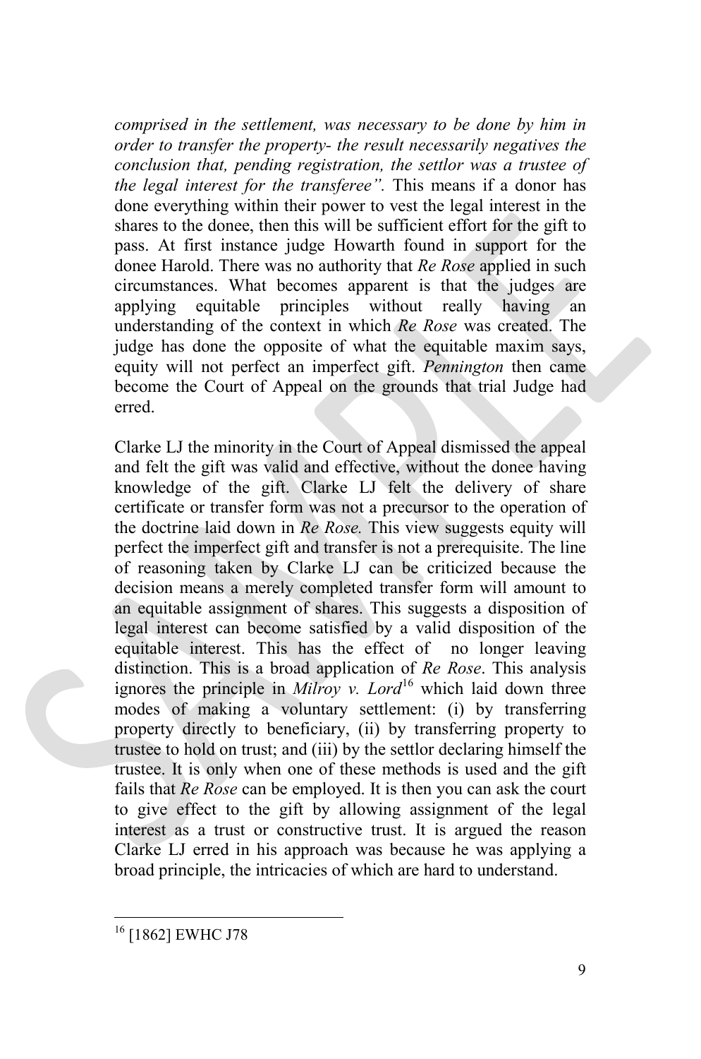*comprised in the settlement, was necessary to be done by him in order to transfer the property- the result necessarily negatives the conclusion that, pending registration, the settlor was a trustee of the legal interest for the transferee".* This means if a donor has done everything within their power to vest the legal interest in the shares to the donee, then this will be sufficient effort for the gift to pass. At first instance judge Howarth found in support for the donee Harold. There was no authority that *Re Rose* applied in such circumstances. What becomes apparent is that the judges are applying equitable principles without really having an understanding of the context in which *Re Rose* was created. The judge has done the opposite of what the equitable maxim says, equity will not perfect an imperfect gift. *Pennington* then came become the Court of Appeal on the grounds that trial Judge had erred.

Clarke LJ the minority in the Court of Appeal dismissed the appeal and felt the gift was valid and effective, without the donee having knowledge of the gift. Clarke LJ felt the delivery of share certificate or transfer form was not a precursor to the operation of the doctrine laid down in *Re Rose.* This view suggests equity will perfect the imperfect gift and transfer is not a prerequisite. The line of reasoning taken by Clarke LJ can be criticized because the decision means a merely completed transfer form will amount to an equitable assignment of shares. This suggests a disposition of legal interest can become satisfied by a valid disposition of the equitable interest. This has the effect of no longer leaving distinction. This is a broad application of *Re Rose*. This analysis ignores the principle in *Milroy v. Lord*[16] which laid down three modes of making a voluntary settlement: (i) by transferring property directly to beneficiary, (ii) by transferring property to trustee to hold on trust; and (iii) by the settlor declaring himself the trustee. It is only when one of these methods is used and the gift fails that *Re Rose* can be employed. It is then you can ask the court to give effect to the gift by allowing assignment of the legal interest as a trust or constructive trust. It is argued the reason Clarke LJ erred in his approach was because he was applying a broad principle, the intricacies of which are hard to understand.

---

[16] [1862] EWHC J78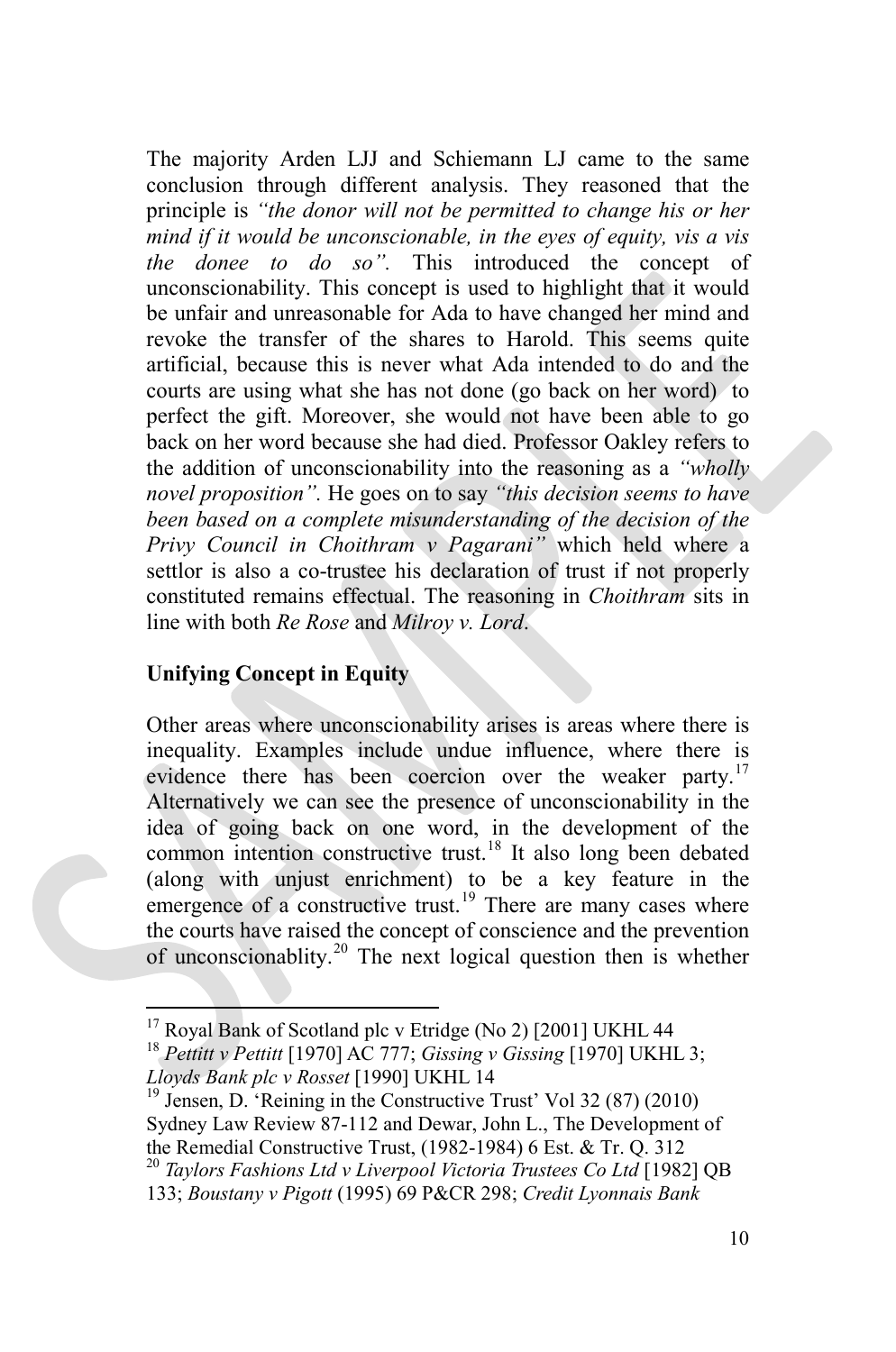The majority Arden LJJ and Schiemann LJ came to the same conclusion through different analysis. They reasoned that the principle is *"the donor will not be permitted to change his or her mind if it would be unconscionable, in the eyes of equity, vis a vis the donee to do so".* This introduced the concept of unconscionability. This concept is used to highlight that it would be unfair and unreasonable for Ada to have changed her mind and revoke the transfer of the shares to Harold. This seems quite artificial, because this is never what Ada intended to do and the courts are using what she has not done (go back on her word) to perfect the gift. Moreover, she would not have been able to go back on her word because she had died. Professor Oakley refers to the addition of unconscionability into the reasoning as a *"wholly novel proposition".* He goes on to say *"this decision seems to have been based on a complete misunderstanding of the decision of the Privy Council in Choithram v Pagarani"* which held where a settlor is also a co-trustee his declaration of trust if not properly constituted remains effectual. The reasoning in *Choithram* sits in line with both *Re Rose* and *Milroy v. Lord*.

**Unifying Concept in Equity**

Other areas where unconscionability arises is areas where there is inequality. Examples include undue influence, where there is evidence there has been coercion over the weaker party.[17] Alternatively we can see the presence of unconscionability in the idea of going back on one word, in the development of the common intention constructive trust.[18] It also long been debated (along with unjust enrichment) to be a key feature in the emergence of a constructive trust.[19] There are many cases where the courts have raised the concept of conscience and the prevention of unconscionablity.[20] The next logical question then is whether

---

[17] Royal Bank of Scotland plc v Etridge (No 2) [2001] UKHL 44

[18] *Pettitt v Pettitt* [1970] AC 777; *Gissing v Gissing* [1970] UKHL 3; *Lloyds Bank plc v Rosset* [1990] UKHL 14

[19] Jensen, D. 'Reining in the Constructive Trust' Vol 32 (87) (2010) Sydney Law Review 87-112 and Dewar, John L., The Development of the Remedial Constructive Trust, (1982-1984) 6 Est. & Tr. Q. 312

[20] *Taylors Fashions Ltd v Liverpool Victoria Trustees Co Ltd* [1982] QB 133; *Boustany v Pigott* (1995) 69 P&CR 298; *Credit Lyonnais Bank*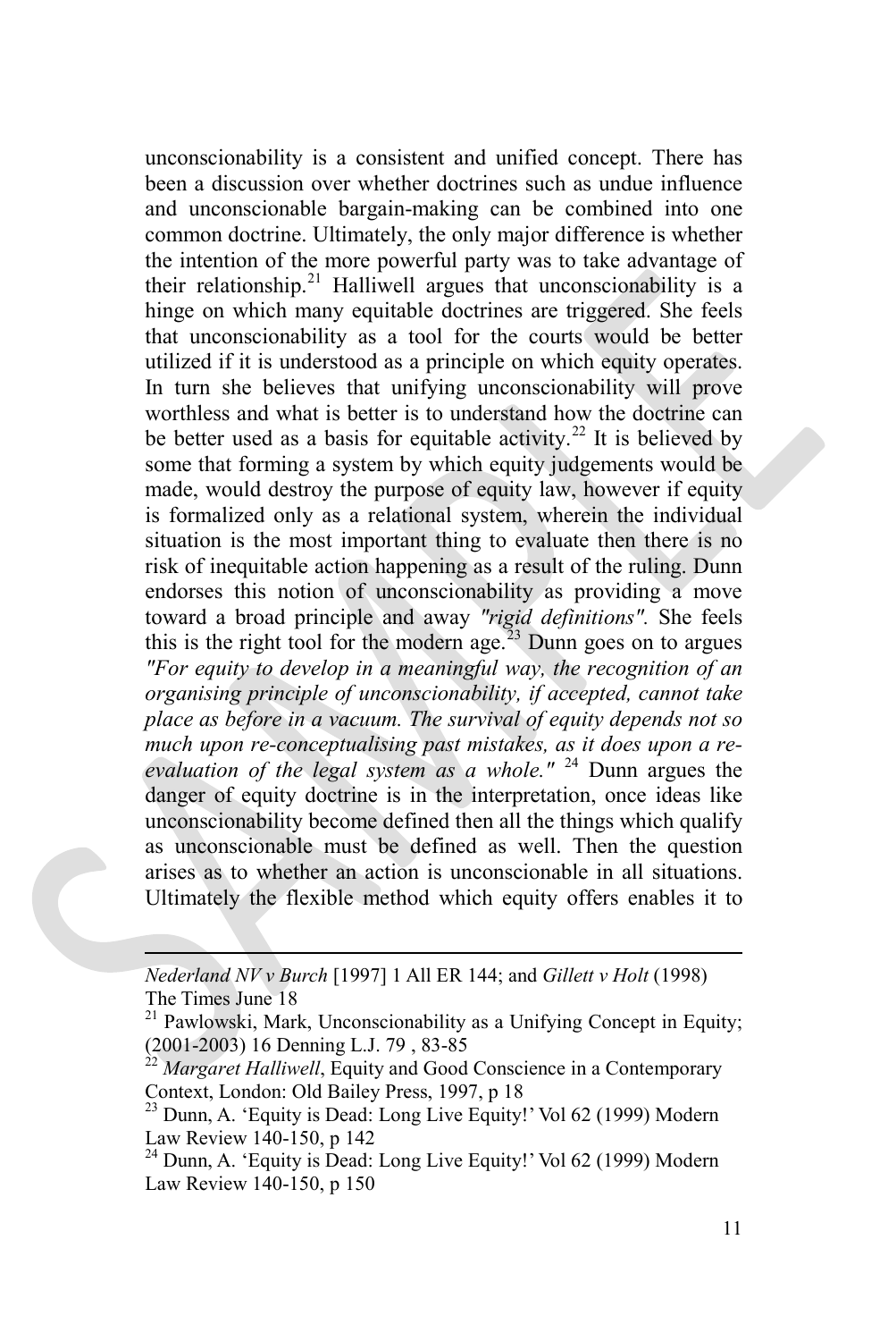unconscionability is a consistent and unified concept. There has been a discussion over whether doctrines such as undue influence and unconscionable bargain-making can be combined into one common doctrine. Ultimately, the only major difference is whether the intention of the more powerful party was to take advantage of their relationship.[21] Halliwell argues that unconscionability is a hinge on which many equitable doctrines are triggered. She feels that unconscionability as a tool for the courts would be better utilized if it is understood as a principle on which equity operates. In turn she believes that unifying unconscionability will prove worthless and what is better is to understand how the doctrine can be better used as a basis for equitable activity.[22] It is believed by some that forming a system by which equity judgements would be made, would destroy the purpose of equity law, however if equity is formalized only as a relational system, wherein the individual situation is the most important thing to evaluate then there is no risk of inequitable action happening as a result of the ruling. Dunn endorses this notion of unconscionability as providing a move toward a broad principle and away *"rigid definitions"*. She feels this is the right tool for the modern age.[23] Dunn goes on to argues *"For equity to develop in a meaningful way, the recognition of an organising principle of unconscionability, if accepted, cannot take place as before in a vacuum. The survival of equity depends not so much upon re-conceptualising past mistakes, as it does upon a re-evaluation of the legal system as a whole."* [24] Dunn argues the danger of equity doctrine is in the interpretation, once ideas like unconscionability become defined then all the things which qualify as unconscionable must be defined as well. Then the question arises as to whether an action is unconscionable in all situations. Ultimately the flexible method which equity offers enables it to

---

*Nederland NV v Burch* [1997] 1 All ER 144; and *Gillett v Holt* (1998) The Times June 18

[21] Pawlowski, Mark, Unconscionability as a Unifying Concept in Equity; (2001-2003) 16 Denning L.J. 79 , 83-85

[22] *Margaret Halliwell*, Equity and Good Conscience in a Contemporary Context, London: Old Bailey Press, 1997, p 18

[23] Dunn, A. 'Equity is Dead: Long Live Equity!' Vol 62 (1999) Modern Law Review 140-150, p 142

[24] Dunn, A. 'Equity is Dead: Long Live Equity!' Vol 62 (1999) Modern Law Review 140-150, p 150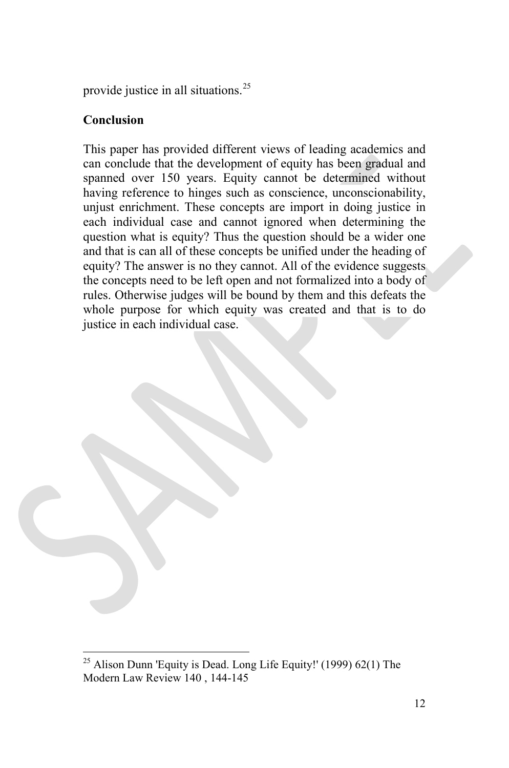provide justice in all situations.[25]

**Conclusion**

This paper has provided different views of leading academics and can conclude that the development of equity has been gradual and spanned over 150 years. Equity cannot be determined without having reference to hinges such as conscience, unconscionability, unjust enrichment. These concepts are import in doing justice in each individual case and cannot ignored when determining the question what is equity? Thus the question should be a wider one and that is can all of these concepts be unified under the heading of equity? The answer is no they cannot. All of the evidence suggests the concepts need to be left open and not formalized into a body of rules. Otherwise judges will be bound by them and this defeats the whole purpose for which equity was created and that is to do justice in each individual case.

---

[25] Alison Dunn 'Equity is Dead. Long Life Equity!' (1999) 62(1) The Modern Law Review 140 , 144-145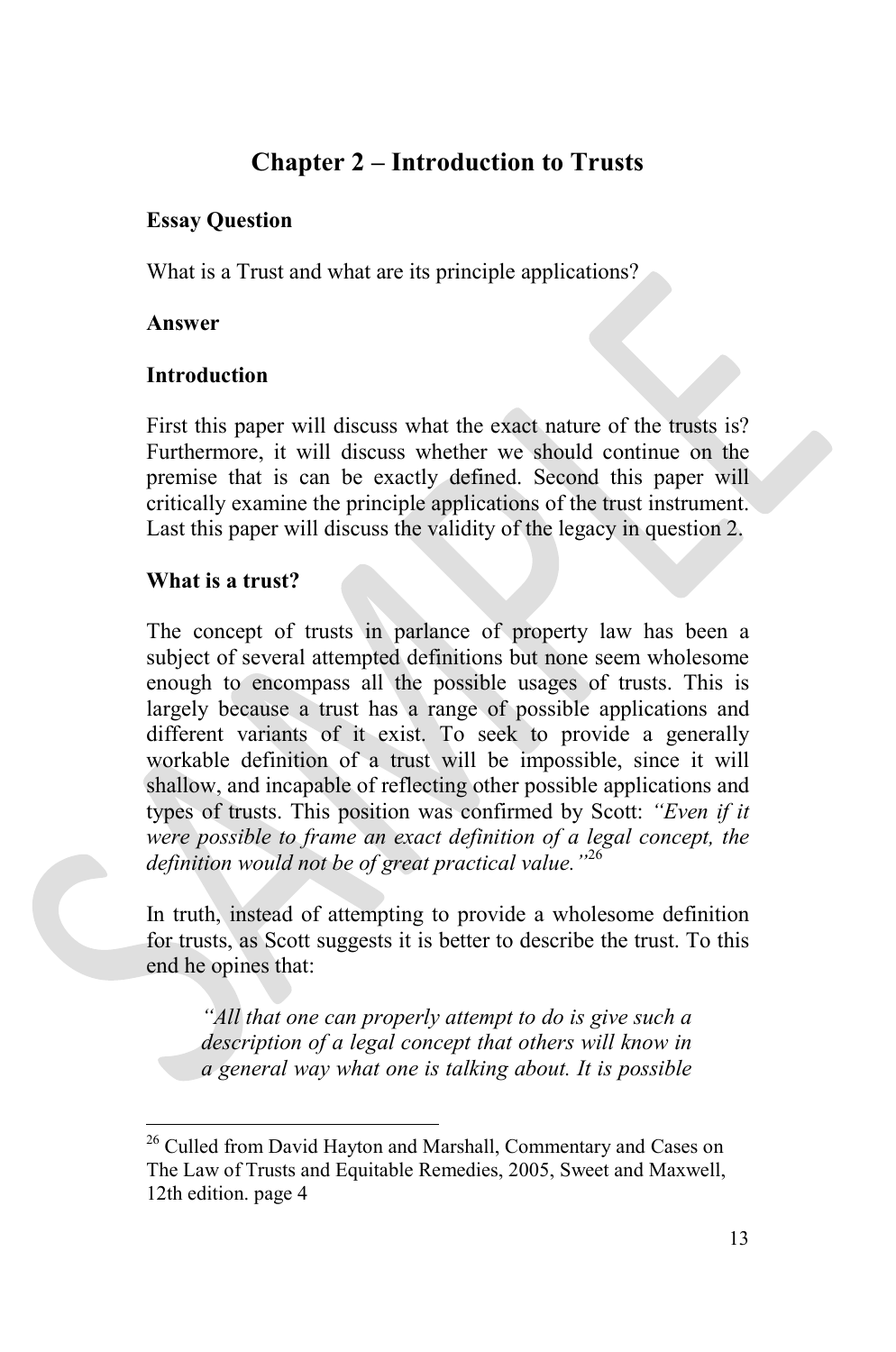# Chapter 2 – Introduction to Trusts

**Essay Question**

What is a Trust and what are its principle applications?

**Answer**

**Introduction**

First this paper will discuss what the exact nature of the trusts is? Furthermore, it will discuss whether we should continue on the premise that is can be exactly defined. Second this paper will critically examine the principle applications of the trust instrument. Last this paper will discuss the validity of the legacy in question 2.

**What is a trust?**

The concept of trusts in parlance of property law has been a subject of several attempted definitions but none seem wholesome enough to encompass all the possible usages of trusts. This is largely because a trust has a range of possible applications and different variants of it exist. To seek to provide a generally workable definition of a trust will be impossible, since it will shallow, and incapable of reflecting other possible applications and types of trusts. This position was confirmed by Scott: *"Even if it were possible to frame an exact definition of a legal concept, the definition would not be of great practical value."*[26]

In truth, instead of attempting to provide a wholesome definition for trusts, as Scott suggests it is better to describe the trust. To this end he opines that:

> *"All that one can properly attempt to do is give such a description of a legal concept that others will know in a general way what one is talking about. It is possible*

[26] Culled from David Hayton and Marshall, Commentary and Cases on The Law of Trusts and Equitable Remedies, 2005, Sweet and Maxwell, 12th edition. page 4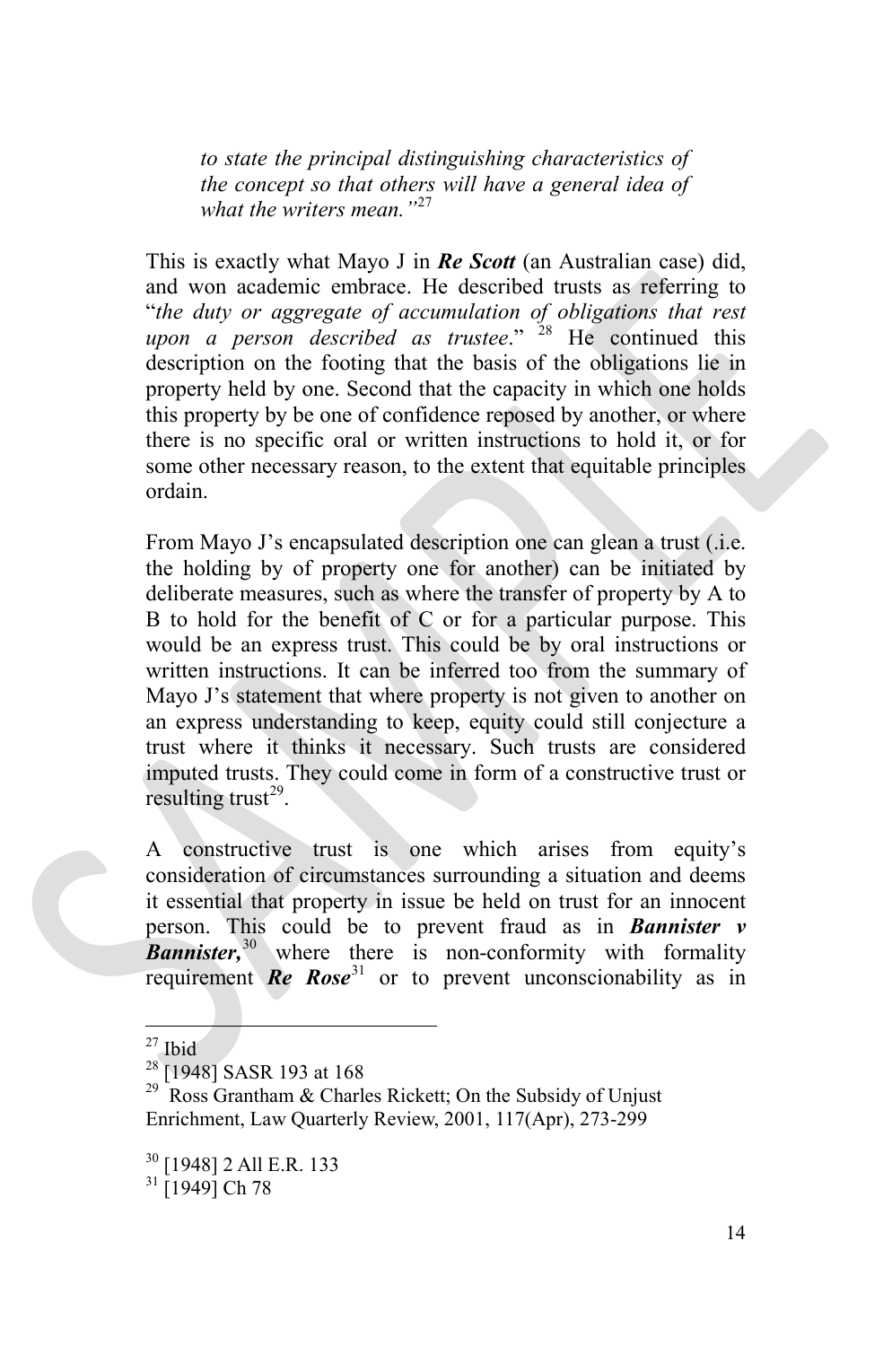> *to state the principal distinguishing characteristics of the concept so that others will have a general idea of what the writers mean."*[27]

This is exactly what Mayo J in ***Re Scott*** (an Australian case) did, and won academic embrace. He described trusts as referring to "*the duty or aggregate of accumulation of obligations that rest upon a person described as trustee*." [28] He continued this description on the footing that the basis of the obligations lie in property held by one. Second that the capacity in which one holds this property by be one of confidence reposed by another, or where there is no specific oral or written instructions to hold it, or for some other necessary reason, to the extent that equitable principles ordain.

From Mayo J's encapsulated description one can glean a trust (.i.e. the holding by of property one for another) can be initiated by deliberate measures, such as where the transfer of property by A to B to hold for the benefit of C or for a particular purpose. This would be an express trust. This could be by oral instructions or written instructions. It can be inferred too from the summary of Mayo J's statement that where property is not given to another on an express understanding to keep, equity could still conjecture a trust where it thinks it necessary. Such trusts are considered imputed trusts. They could come in form of a constructive trust or resulting trust[29].

A constructive trust is one which arises from equity's consideration of circumstances surrounding a situation and deems it essential that property in issue be held on trust for an innocent person. This could be to prevent fraud as in ***Bannister v Bannister,***[30] where there is non-conformity with formality requirement ***Re Rose***[31] or to prevent unconscionability as in

---

[27] Ibid

[28] [1948] SASR 193 at 168

[29] Ross Grantham & Charles Rickett; On the Subsidy of Unjust Enrichment, Law Quarterly Review, 2001, 117(Apr), 273-299

[30] [1948] 2 All E.R. 133

[31] [1949] Ch 78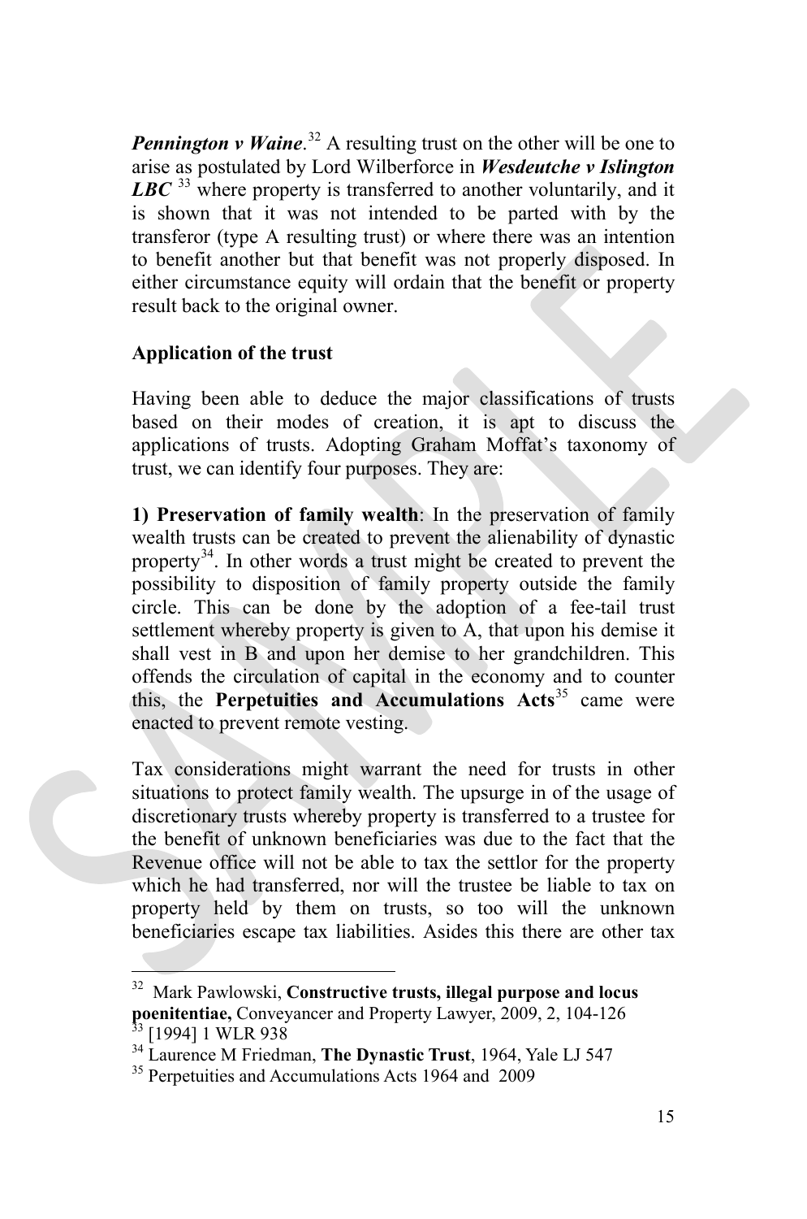***Pennington v Waine***.[32] A resulting trust on the other will be one to arise as postulated by Lord Wilberforce in ***Wesdeutche v Islington LBC*** [33] where property is transferred to another voluntarily, and it is shown that it was not intended to be parted with by the transferor (type A resulting trust) or where there was an intention to benefit another but that benefit was not properly disposed. In either circumstance equity will ordain that the benefit or property result back to the original owner.

**Application of the trust**

Having been able to deduce the major classifications of trusts based on their modes of creation, it is apt to discuss the applications of trusts. Adopting Graham Moffat's taxonomy of trust, we can identify four purposes. They are:

**1) Preservation of family wealth**: In the preservation of family wealth trusts can be created to prevent the alienability of dynastic property[34]. In other words a trust might be created to prevent the possibility to disposition of family property outside the family circle. This can be done by the adoption of a fee-tail trust settlement whereby property is given to A, that upon his demise it shall vest in B and upon her demise to her grandchildren. This offends the circulation of capital in the economy and to counter this, the **Perpetuities and Accumulations Acts**[35] came were enacted to prevent remote vesting.

Tax considerations might warrant the need for trusts in other situations to protect family wealth. The upsurge in of the usage of discretionary trusts whereby property is transferred to a trustee for the benefit of unknown beneficiaries was due to the fact that the Revenue office will not be able to tax the settlor for the property which he had transferred, nor will the trustee be liable to tax on property held by them on trusts, so too will the unknown beneficiaries escape tax liabilities. Asides this there are other tax

---

[32] Mark Pawlowski, **Constructive trusts, illegal purpose and locus poenitentiae,** Conveyancer and Property Lawyer, 2009, 2, 104-126

[33] [1994] 1 WLR 938

[34] Laurence M Friedman, **The Dynastic Trust**, 1964, Yale LJ 547

[35] Perpetuities and Accumulations Acts 1964 and 2009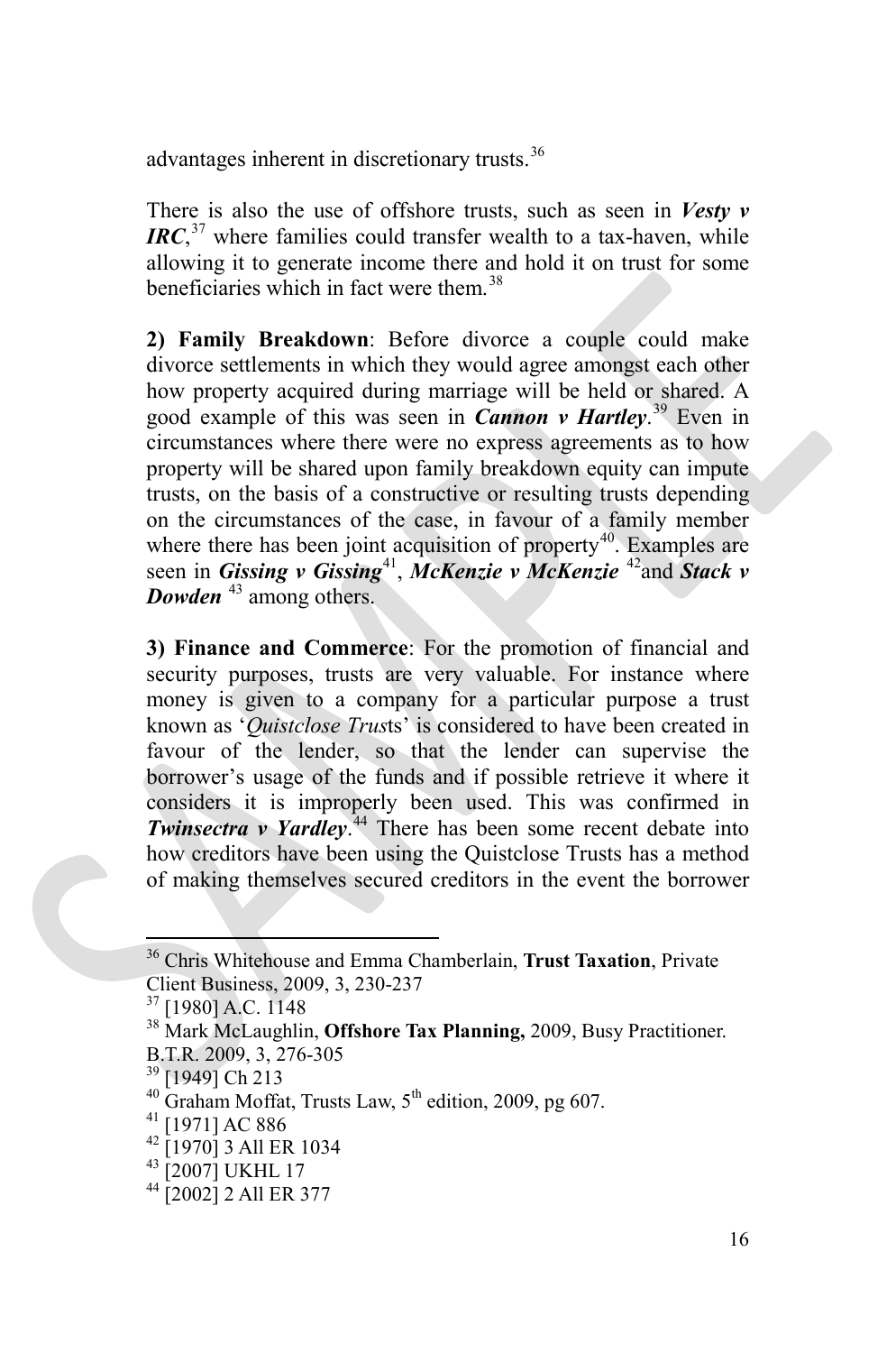advantages inherent in discretionary trusts.[36]

There is also the use of offshore trusts, such as seen in ***Vesty v IRC***,[37] where families could transfer wealth to a tax-haven, while allowing it to generate income there and hold it on trust for some beneficiaries which in fact were them.[38]

**2) Family Breakdown**: Before divorce a couple could make divorce settlements in which they would agree amongst each other how property acquired during marriage will be held or shared. A good example of this was seen in ***Cannon v Hartley***.[39] Even in circumstances where there were no express agreements as to how property will be shared upon family breakdown equity can impute trusts, on the basis of a constructive or resulting trusts depending on the circumstances of the case, in favour of a family member where there has been joint acquisition of property[40]. Examples are seen in ***Gissing v Gissing***[41], ***McKenzie v McKenzie*** [42]and ***Stack v Dowden*** [43] among others.

**3) Finance and Commerce**: For the promotion of financial and security purposes, trusts are very valuable. For instance where money is given to a company for a particular purpose a trust known as '*Quistclose Trust*s' is considered to have been created in favour of the lender, so that the lender can supervise the borrower's usage of the funds and if possible retrieve it where it considers it is improperly been used. This was confirmed in ***Twinsectra v Yardley***.[44] There has been some recent debate into how creditors have been using the Quistclose Trusts has a method of making themselves secured creditors in the event the borrower

---

[36] Chris Whitehouse and Emma Chamberlain, **Trust Taxation**, Private Client Business, 2009, 3, 230-237

[37] [1980] A.C. 1148

[38] Mark McLaughlin, **Offshore Tax Planning,** 2009, Busy Practitioner. B.T.R. 2009, 3, 276-305

[39] [1949] Ch 213

[40] Graham Moffat, Trusts Law, 5th edition, 2009, pg 607.

[41] [1971] AC 886

[42] [1970] 3 All ER 1034

[43] [2007] UKHL 17

[44] [2002] 2 All ER 377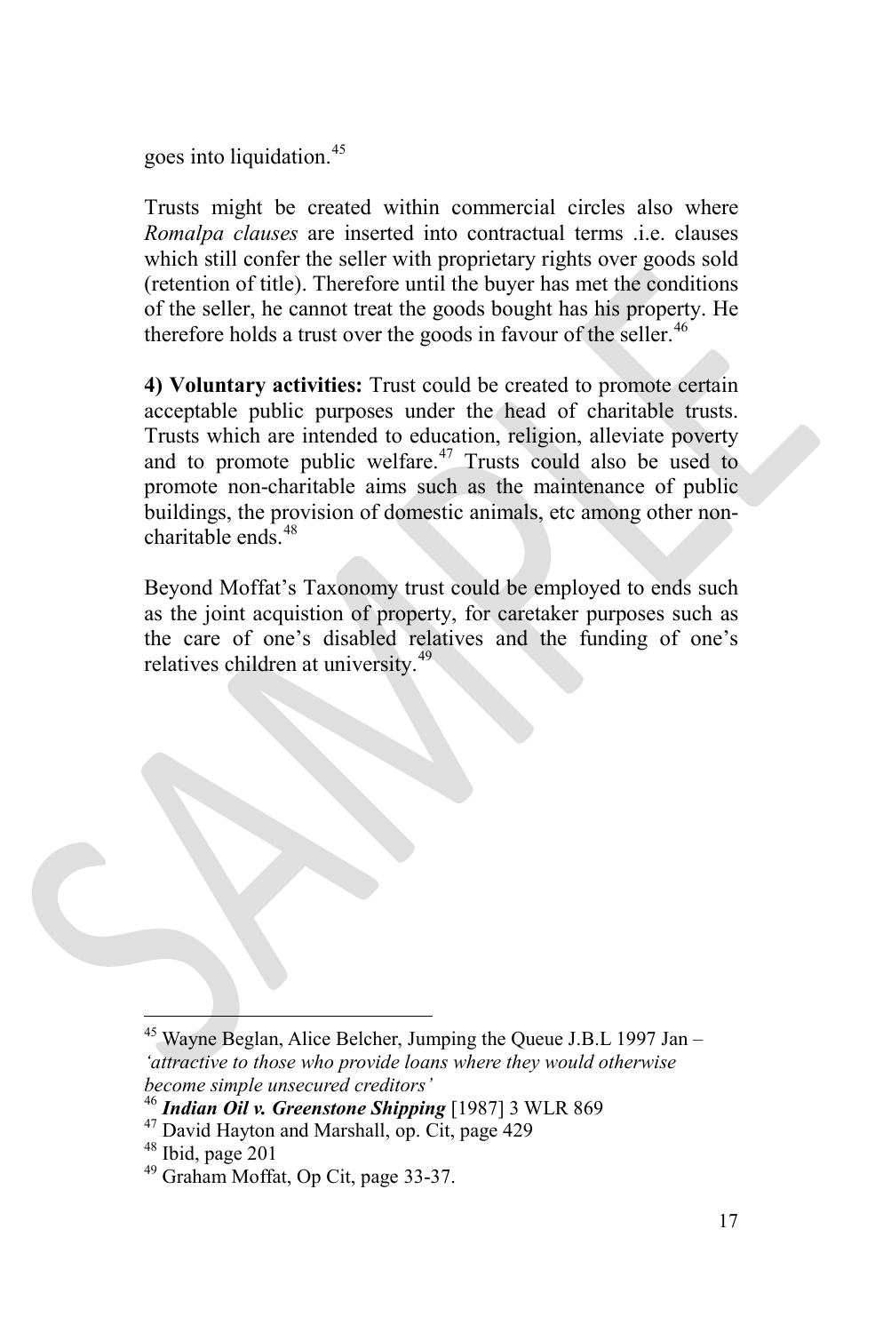goes into liquidation.[45]

Trusts might be created within commercial circles also where *Romalpa clauses* are inserted into contractual terms .i.e. clauses which still confer the seller with proprietary rights over goods sold (retention of title). Therefore until the buyer has met the conditions of the seller, he cannot treat the goods bought has his property. He therefore holds a trust over the goods in favour of the seller.[46]

**4) Voluntary activities:** Trust could be created to promote certain acceptable public purposes under the head of charitable trusts. Trusts which are intended to education, religion, alleviate poverty and to promote public welfare.[47] Trusts could also be used to promote non-charitable aims such as the maintenance of public buildings, the provision of domestic animals, etc among other non-charitable ends.[48]

Beyond Moffat's Taxonomy trust could be employed to ends such as the joint acquistion of property, for caretaker purposes such as the care of one's disabled relatives and the funding of one's relatives children at university.[49]

---

[45] Wayne Beglan, Alice Belcher, Jumping the Queue J.B.L 1997 Jan – *'attractive to those who provide loans where they would otherwise become simple unsecured creditors'*

[46] ***Indian Oil v. Greenstone Shipping*** [1987] 3 WLR 869

[47] David Hayton and Marshall, op. Cit, page 429

[48] Ibid, page 201

[49] Graham Moffat, Op Cit, page 33-37.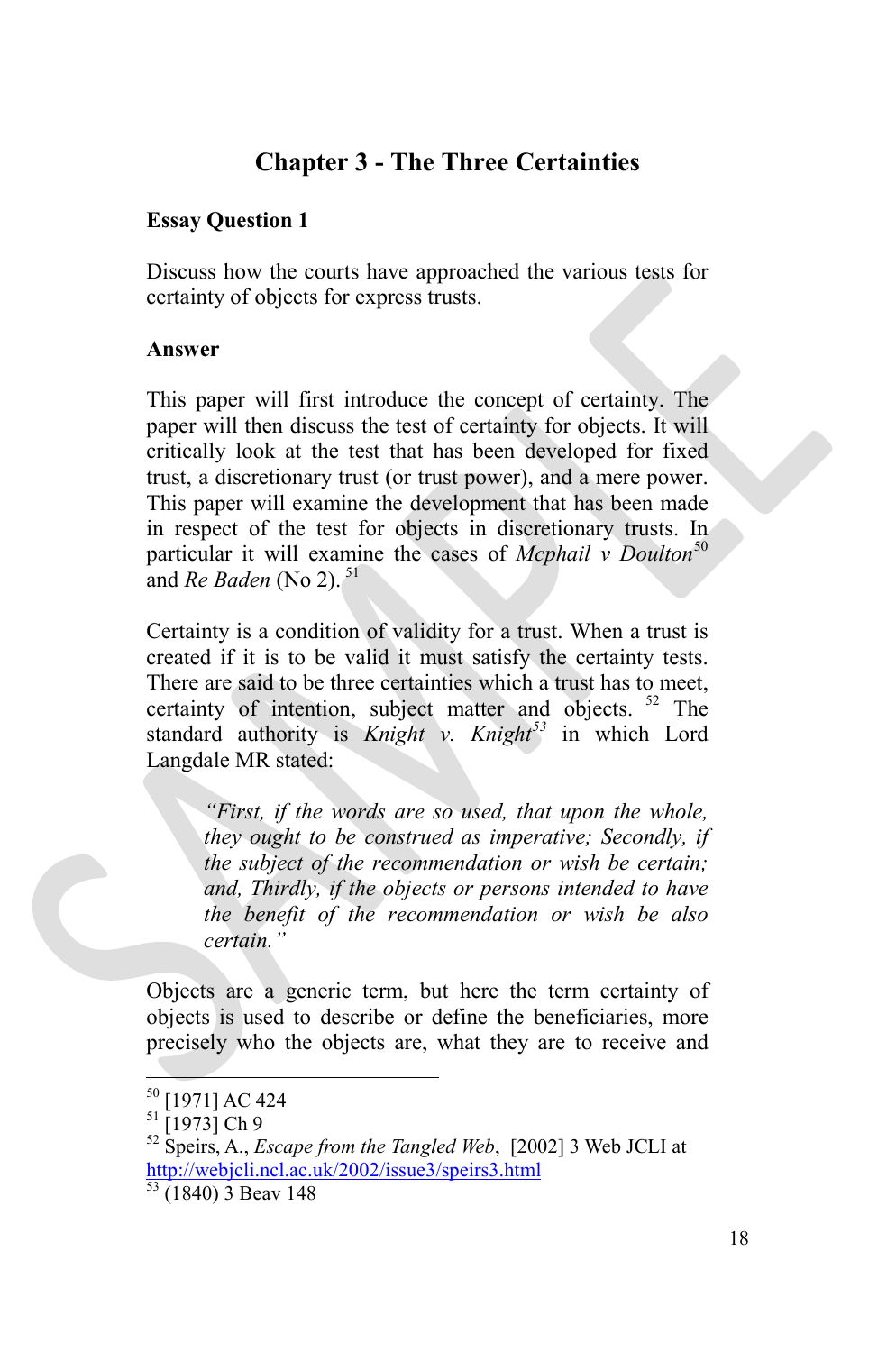## Chapter 3 - The Three Certainties

**Essay Question 1**

Discuss how the courts have approached the various tests for certainty of objects for express trusts.

**Answer**

This paper will first introduce the concept of certainty. The paper will then discuss the test of certainty for objects. It will critically look at the test that has been developed for fixed trust, a discretionary trust (or trust power), and a mere power. This paper will examine the development that has been made in respect of the test for objects in discretionary trusts. In particular it will examine the cases of *Mcphail v Doulton*[50] and *Re Baden* (No 2).[51]

Certainty is a condition of validity for a trust. When a trust is created if it is to be valid it must satisfy the certainty tests. There are said to be three certainties which a trust has to meet, certainty of intention, subject matter and objects.[52] The standard authority is *Knight v. Knight*[53] in which Lord Langdale MR stated:

> *"First, if the words are so used, that upon the whole, they ought to be construed as imperative; Secondly, if the subject of the recommendation or wish be certain; and, Thirdly, if the objects or persons intended to have the benefit of the recommendation or wish be also certain."*

Objects are a generic term, but here the term certainty of objects is used to describe or define the beneficiaries, more precisely who the objects are, what they are to receive and

---

[50] [1971] AC 424

[51] [1973] Ch 9

[52] Speirs, A., *Escape from the Tangled Web*, [2002] 3 Web JCLI at http://webjcli.ncl.ac.uk/2002/issue3/speirs3.html

[53] (1840) 3 Beav 148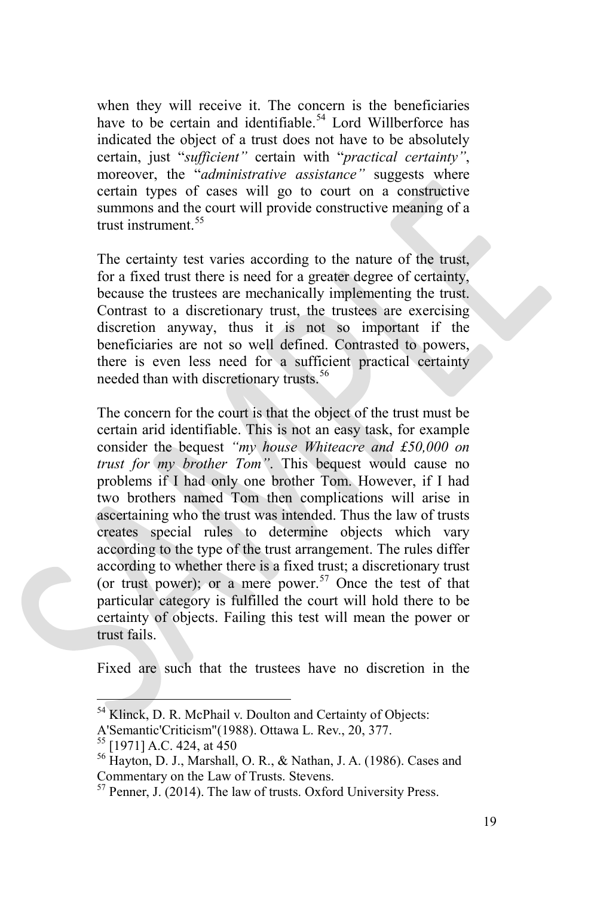when they will receive it. The concern is the beneficiaries have to be certain and identifiable.[54] Lord Willberforce has indicated the object of a trust does not have to be absolutely certain, just "*sufficient"* certain with "*practical certainty"*, moreover, the "*administrative assistance"* suggests where certain types of cases will go to court on a constructive summons and the court will provide constructive meaning of a trust instrument.[55]

The certainty test varies according to the nature of the trust, for a fixed trust there is need for a greater degree of certainty, because the trustees are mechanically implementing the trust. Contrast to a discretionary trust, the trustees are exercising discretion anyway, thus it is not so important if the beneficiaries are not so well defined. Contrasted to powers, there is even less need for a sufficient practical certainty needed than with discretionary trusts.[56]

The concern for the court is that the object of the trust must be certain arid identifiable. This is not an easy task, for example consider the bequest *"my house Whiteacre and £50,000 on trust for my brother Tom"*. This bequest would cause no problems if I had only one brother Tom. However, if I had two brothers named Tom then complications will arise in ascertaining who the trust was intended. Thus the law of trusts creates special rules to determine objects which vary according to the type of the trust arrangement. The rules differ according to whether there is a fixed trust; a discretionary trust (or trust power); or a mere power.[57] Once the test of that particular category is fulfilled the court will hold there to be certainty of objects. Failing this test will mean the power or trust fails.

Fixed are such that the trustees have no discretion in the

---

[54] Klinck, D. R. McPhail v. Doulton and Certainty of Objects: A'Semantic'Criticism"(1988). Ottawa L. Rev., 20, 377.

[55] [1971] A.C. 424, at 450

[56] Hayton, D. J., Marshall, O. R., & Nathan, J. A. (1986). Cases and Commentary on the Law of Trusts. Stevens.

[57] Penner, J. (2014). The law of trusts. Oxford University Press.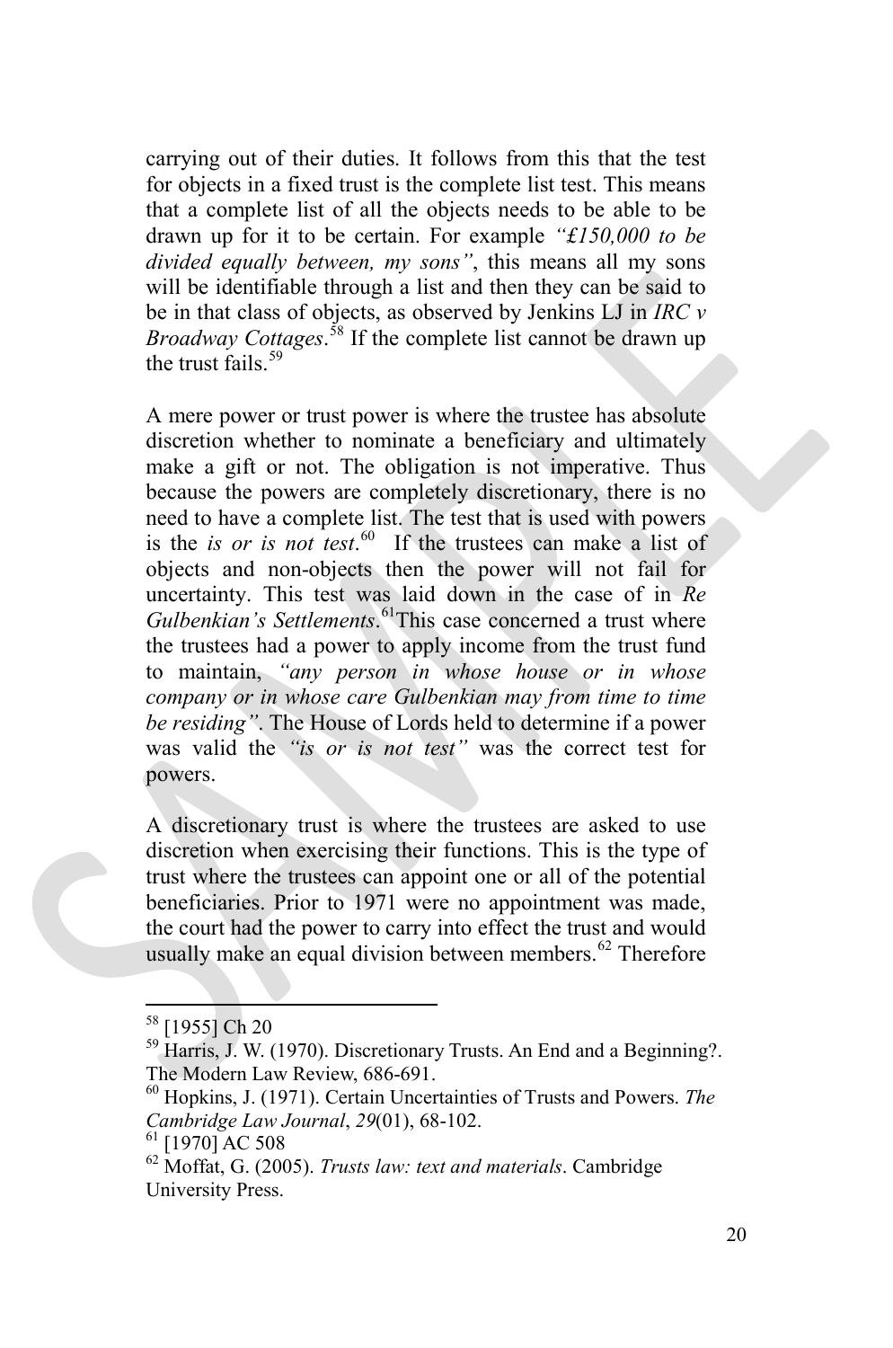carrying out of their duties. It follows from this that the test for objects in a fixed trust is the complete list test. This means that a complete list of all the objects needs to be able to be drawn up for it to be certain. For example *"£150,000 to be divided equally between, my sons"*, this means all my sons will be identifiable through a list and then they can be said to be in that class of objects, as observed by Jenkins LJ in *IRC v Broadway Cottages*.[58] If the complete list cannot be drawn up the trust fails.[59]

A mere power or trust power is where the trustee has absolute discretion whether to nominate a beneficiary and ultimately make a gift or not. The obligation is not imperative. Thus because the powers are completely discretionary, there is no need to have a complete list. The test that is used with powers is the *is or is not test*.[60] If the trustees can make a list of objects and non-objects then the power will not fail for uncertainty. This test was laid down in the case of in *Re Gulbenkian's Settlements*.[61]This case concerned a trust where the trustees had a power to apply income from the trust fund to maintain, *"any person in whose house or in whose company or in whose care Gulbenkian may from time to time be residing"*. The House of Lords held to determine if a power was valid the *"is or is not test"* was the correct test for powers.

A discretionary trust is where the trustees are asked to use discretion when exercising their functions. This is the type of trust where the trustees can appoint one or all of the potential beneficiaries. Prior to 1971 were no appointment was made, the court had the power to carry into effect the trust and would usually make an equal division between members.[62] Therefore

---

[58] [1955] Ch 20

[59] Harris, J. W. (1970). Discretionary Trusts. An End and a Beginning?. The Modern Law Review, 686-691.

[60] Hopkins, J. (1971). Certain Uncertainties of Trusts and Powers. *The Cambridge Law Journal*, *29*(01), 68-102.

[61] [1970] AC 508

[62] Moffat, G. (2005). *Trusts law: text and materials*. Cambridge University Press.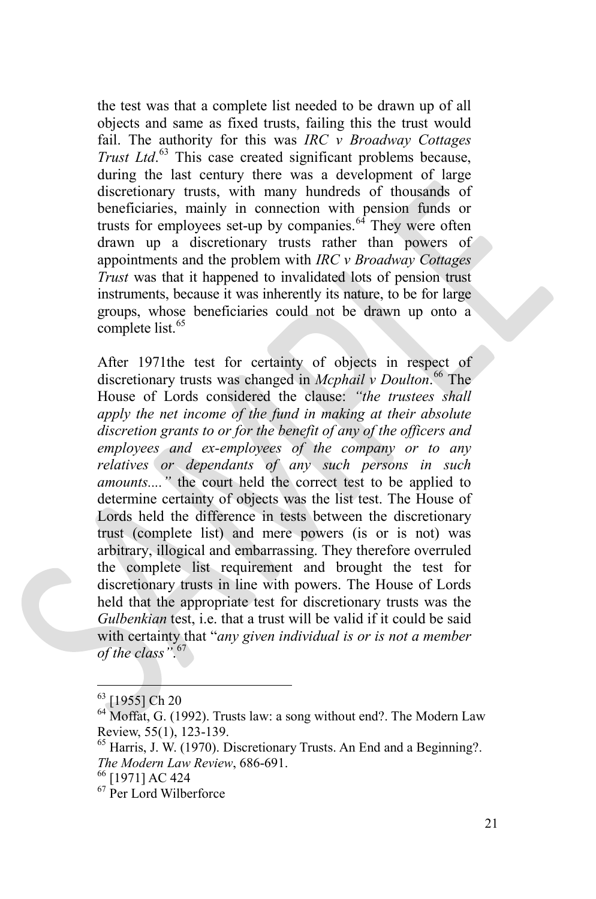the test was that a complete list needed to be drawn up of all objects and same as fixed trusts, failing this the trust would fail. The authority for this was *IRC v Broadway Cottages Trust Ltd*.[63] This case created significant problems because, during the last century there was a development of large discretionary trusts, with many hundreds of thousands of beneficiaries, mainly in connection with pension funds or trusts for employees set-up by companies.[64] They were often drawn up a discretionary trusts rather than powers of appointments and the problem with *IRC v Broadway Cottages Trust* was that it happened to invalidated lots of pension trust instruments, because it was inherently its nature, to be for large groups, whose beneficiaries could not be drawn up onto a complete list.[65]

After 1971the test for certainty of objects in respect of discretionary trusts was changed in *Mcphail v Doulton*.[66] The House of Lords considered the clause: *"the trustees shall apply the net income of the fund in making at their absolute discretion grants to or for the benefit of any of the officers and employees and ex-employees of the company or to any relatives or dependants of any such persons in such amounts...."* the court held the correct test to be applied to determine certainty of objects was the list test. The House of Lords held the difference in tests between the discretionary trust (complete list) and mere powers (is or is not) was arbitrary, illogical and embarrassing. They therefore overruled the complete list requirement and brought the test for discretionary trusts in line with powers. The House of Lords held that the appropriate test for discretionary trusts was the *Gulbenkian* test, i.e. that a trust will be valid if it could be said with certainty that "*any given individual is or is not a member of the class"*.[67]

---

[63] [1955] Ch 20

[64] Moffat, G. (1992). Trusts law: a song without end?. The Modern Law Review, 55(1), 123-139.

[65] Harris, J. W. (1970). Discretionary Trusts. An End and a Beginning?. *The Modern Law Review*, 686-691.

[66] [1971] AC 424

[67] Per Lord Wilberforce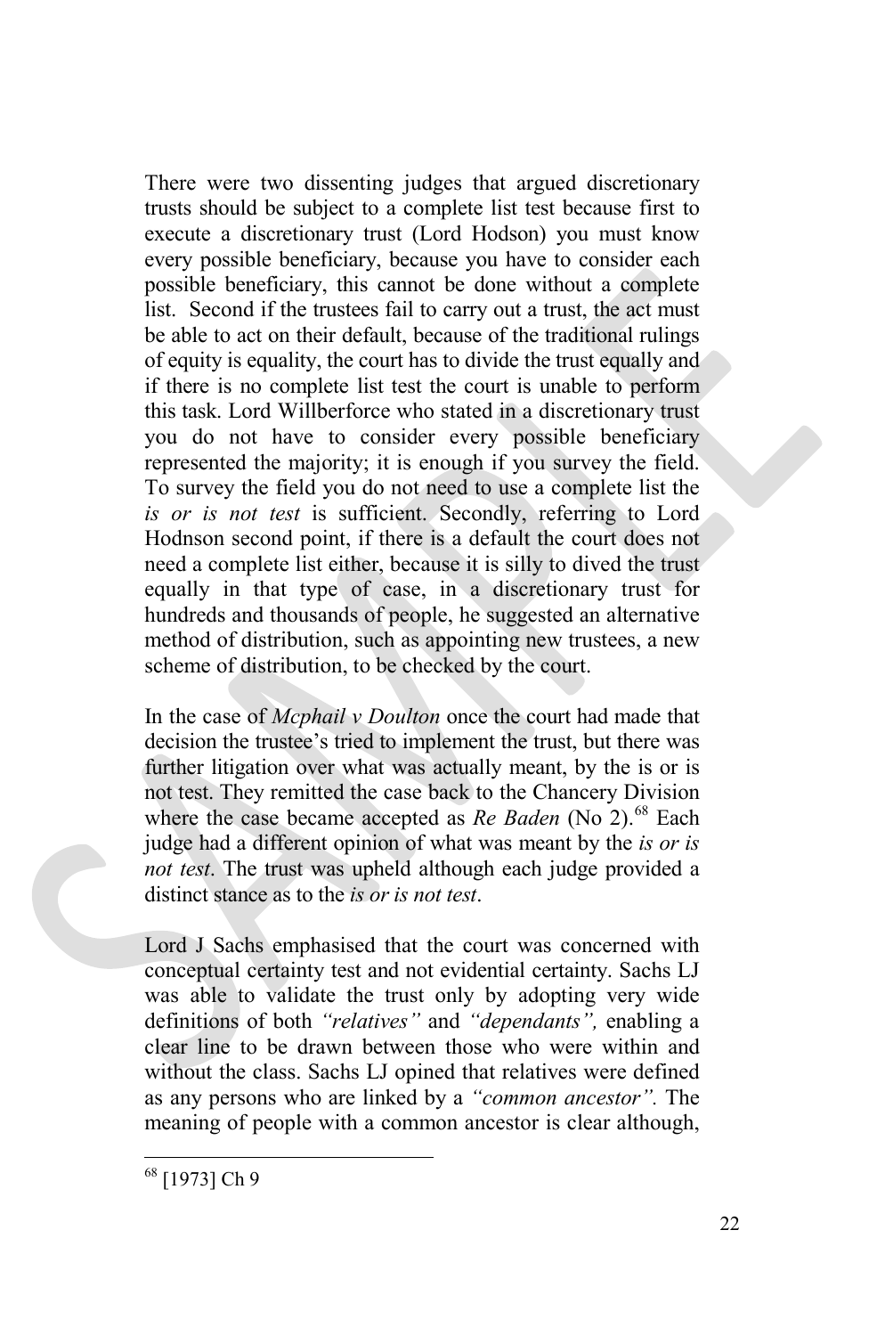There were two dissenting judges that argued discretionary trusts should be subject to a complete list test because first to execute a discretionary trust (Lord Hodson) you must know every possible beneficiary, because you have to consider each possible beneficiary, this cannot be done without a complete list. Second if the trustees fail to carry out a trust, the act must be able to act on their default, because of the traditional rulings of equity is equality, the court has to divide the trust equally and if there is no complete list test the court is unable to perform this task. Lord Willberforce who stated in a discretionary trust you do not have to consider every possible beneficiary represented the majority; it is enough if you survey the field. To survey the field you do not need to use a complete list the *is or is not test* is sufficient. Secondly, referring to Lord Hodnson second point, if there is a default the court does not need a complete list either, because it is silly to dived the trust equally in that type of case, in a discretionary trust for hundreds and thousands of people, he suggested an alternative method of distribution, such as appointing new trustees, a new scheme of distribution, to be checked by the court.

In the case of *Mcphail v Doulton* once the court had made that decision the trustee's tried to implement the trust, but there was further litigation over what was actually meant, by the is or is not test. They remitted the case back to the Chancery Division where the case became accepted as *Re Baden* (No 2).[68] Each judge had a different opinion of what was meant by the *is or is not test*. The trust was upheld although each judge provided a distinct stance as to the *is or is not test*.

Lord J Sachs emphasised that the court was concerned with conceptual certainty test and not evidential certainty. Sachs LJ was able to validate the trust only by adopting very wide definitions of both *"relatives"* and *"dependants",* enabling a clear line to be drawn between those who were within and without the class. Sachs LJ opined that relatives were defined as any persons who are linked by a *"common ancestor".* The meaning of people with a common ancestor is clear although,

[68] [1973] Ch 9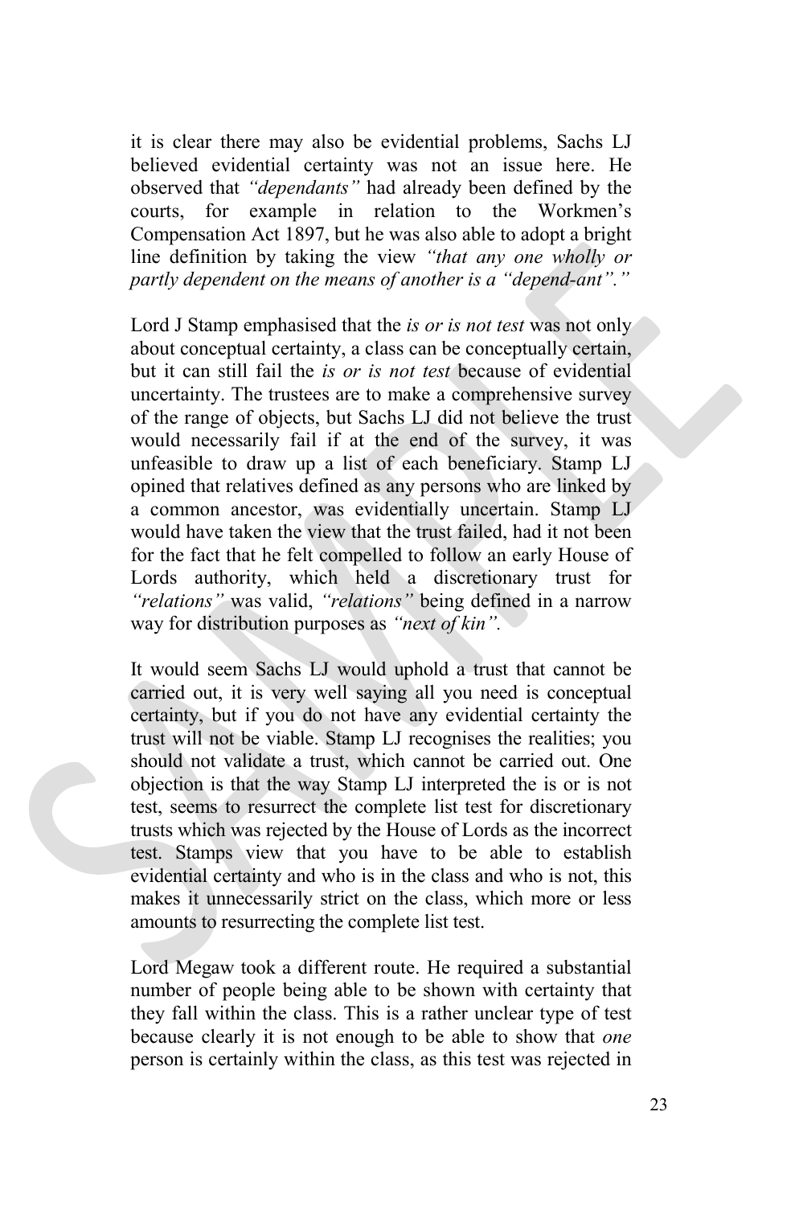it is clear there may also be evidential problems, Sachs LJ believed evidential certainty was not an issue here. He observed that *"dependants"* had already been defined by the courts, for example in relation to the Workmen's Compensation Act 1897, but he was also able to adopt a bright line definition by taking the view *"that any one wholly or partly dependent on the means of another is a "depend-ant"."*

Lord J Stamp emphasised that the *is or is not test* was not only about conceptual certainty, a class can be conceptually certain, but it can still fail the *is or is not test* because of evidential uncertainty. The trustees are to make a comprehensive survey of the range of objects, but Sachs LJ did not believe the trust would necessarily fail if at the end of the survey, it was unfeasible to draw up a list of each beneficiary. Stamp LJ opined that relatives defined as any persons who are linked by a common ancestor, was evidentially uncertain. Stamp LJ would have taken the view that the trust failed, had it not been for the fact that he felt compelled to follow an early House of Lords authority, which held a discretionary trust for *"relations"* was valid, *"relations"* being defined in a narrow way for distribution purposes as *"next of kin"*.

It would seem Sachs LJ would uphold a trust that cannot be carried out, it is very well saying all you need is conceptual certainty, but if you do not have any evidential certainty the trust will not be viable. Stamp LJ recognises the realities; you should not validate a trust, which cannot be carried out. One objection is that the way Stamp LJ interpreted the is or is not test, seems to resurrect the complete list test for discretionary trusts which was rejected by the House of Lords as the incorrect test. Stamps view that you have to be able to establish evidential certainty and who is in the class and who is not, this makes it unnecessarily strict on the class, which more or less amounts to resurrecting the complete list test.

Lord Megaw took a different route. He required a substantial number of people being able to be shown with certainty that they fall within the class. This is a rather unclear type of test because clearly it is not enough to be able to show that *one* person is certainly within the class, as this test was rejected in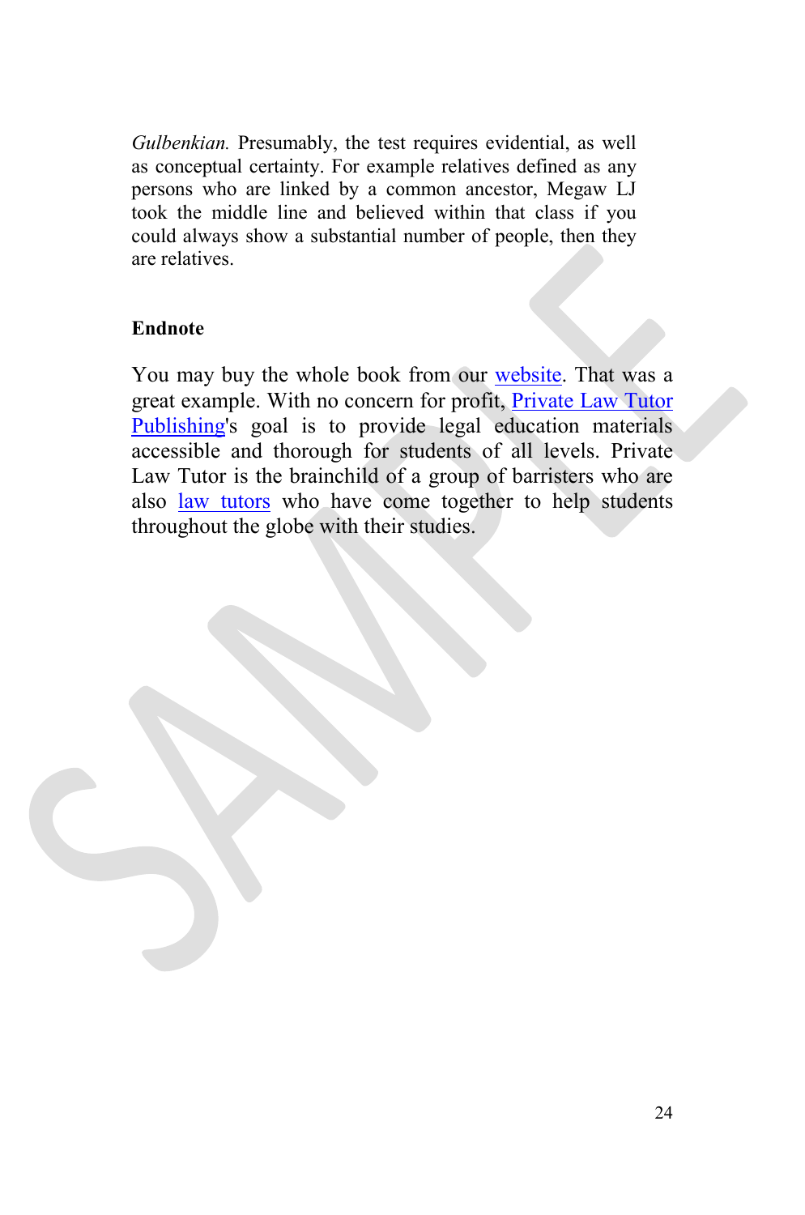*Gulbenkian.* Presumably, the test requires evidential, as well as conceptual certainty. For example relatives defined as any persons who are linked by a common ancestor, Megaw LJ took the middle line and believed within that class if you could always show a substantial number of people, then they are relatives.

## Endnote

You may buy the whole book from our website. That was a great example. With no concern for profit, Private Law Tutor Publishing's goal is to provide legal education materials accessible and thorough for students of all levels. Private Law Tutor is the brainchild of a group of barristers who are also law tutors who have come together to help students throughout the globe with their studies.